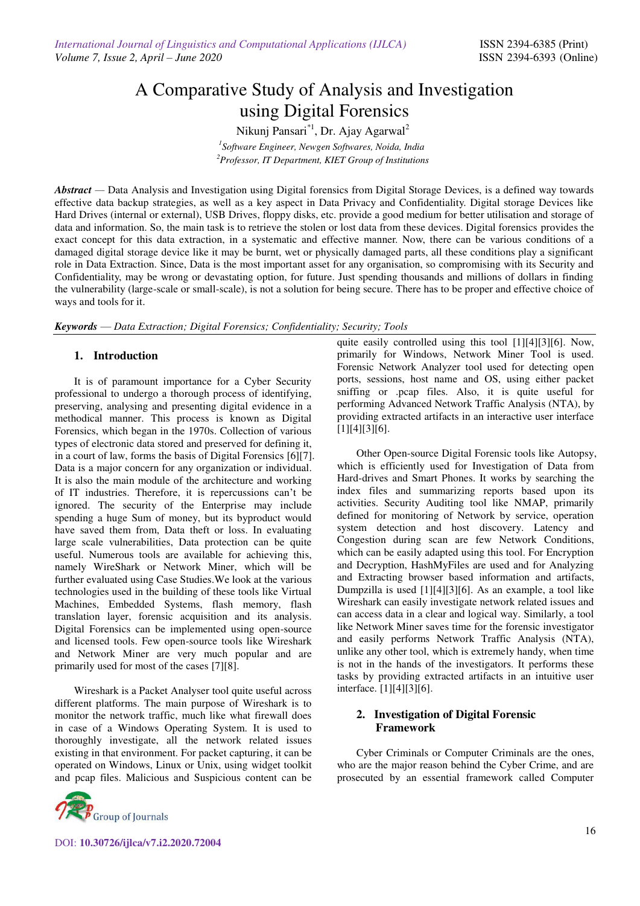# A Comparative Study of Analysis and Investigation using Digital Forensics

Nikunj Pansari[*1], Dr. Ajay Agarwal[2]

[1]*Software Engineer, Newgen Softwares, Noida, India*

[2]*Professor, IT Department, KIET Group of Institutions*

***Abstract*** — Data Analysis and Investigation using Digital forensics from Digital Storage Devices, is a defined way towards effective data backup strategies, as well as a key aspect in Data Privacy and Confidentiality. Digital storage Devices like Hard Drives (internal or external), USB Drives, floppy disks, etc. provide a good medium for better utilisation and storage of data and information. So, the main task is to retrieve the stolen or lost data from these devices. Digital forensics provides the exact concept for this data extraction, in a systematic and effective manner. Now, there can be various conditions of a damaged digital storage device like it may be burnt, wet or physically damaged parts, all these conditions play a significant role in Data Extraction. Since, Data is the most important asset for any organisation, so compromising with its Security and Confidentiality, may be wrong or devastating option, for future. Just spending thousands and millions of dollars in finding the vulnerability (large-scale or small-scale), is not a solution for being secure. There has to be proper and effective choice of ways and tools for it.

***Keywords*** — *Data Extraction; Digital Forensics; Confidentiality; Security; Tools*

## 1. Introduction

It is of paramount importance for a Cyber Security professional to undergo a thorough process of identifying, preserving, analysing and presenting digital evidence in a methodical manner. This process is known as Digital Forensics, which began in the 1970s. Collection of various types of electronic data stored and preserved for defining it, in a court of law, forms the basis of Digital Forensics [6][7]. Data is a major concern for any organization or individual. It is also the main module of the architecture and working of IT industries. Therefore, it is repercussions can't be ignored. The security of the Enterprise may include spending a huge Sum of money, but its byproduct would have saved them from, Data theft or loss. In evaluating large scale vulnerabilities, Data protection can be quite useful. Numerous tools are available for achieving this, namely WireShark or Network Miner, which will be further evaluated using Case Studies.We look at the various technologies used in the building of these tools like Virtual Machines, Embedded Systems, flash memory, flash translation layer, forensic acquisition and its analysis. Digital Forensics can be implemented using open-source and licensed tools. Few open-source tools like Wireshark and Network Miner are very much popular and are primarily used for most of the cases [7][8].

Wireshark is a Packet Analyser tool quite useful across different platforms. The main purpose of Wireshark is to monitor the network traffic, much like what firewall does in case of a Windows Operating System. It is used to thoroughly investigate, all the network related issues existing in that environment. For packet capturing, it can be operated on Windows, Linux or Unix, using widget toolkit and pcap files. Malicious and Suspicious content can be quite easily controlled using this tool [1][4][3][6]. Now, primarily for Windows, Network Miner Tool is used. Forensic Network Analyzer tool used for detecting open ports, sessions, host name and OS, using either packet sniffing or .pcap files. Also, it is quite useful for performing Advanced Network Traffic Analysis (NTA), by providing extracted artifacts in an interactive user interface [1][4][3][6].

Other Open-source Digital Forensic tools like Autopsy, which is efficiently used for Investigation of Data from Hard-drives and Smart Phones. It works by searching the index files and summarizing reports based upon its activities. Security Auditing tool like NMAP, primarily defined for monitoring of Network by service, operation system detection and host discovery. Latency and Congestion during scan are few Network Conditions, which can be easily adapted using this tool. For Encryption and Decryption, HashMyFiles are used and for Analyzing and Extracting browser based information and artifacts, Dumpzilla is used [1][4][3][6]. As an example, a tool like Wireshark can easily investigate network related issues and can access data in a clear and logical way. Similarly, a tool like Network Miner saves time for the forensic investigator and easily performs Network Traffic Analysis (NTA), unlike any other tool, which is extremely handy, when time is not in the hands of the investigators. It performs these tasks by providing extracted artifacts in an intuitive user interface. [1][4][3][6].

## 2. Investigation of Digital Forensic Framework

Cyber Criminals or Computer Criminals are the ones, who are the major reason behind the Cyber Crime, and are prosecuted by an essential framework called Computer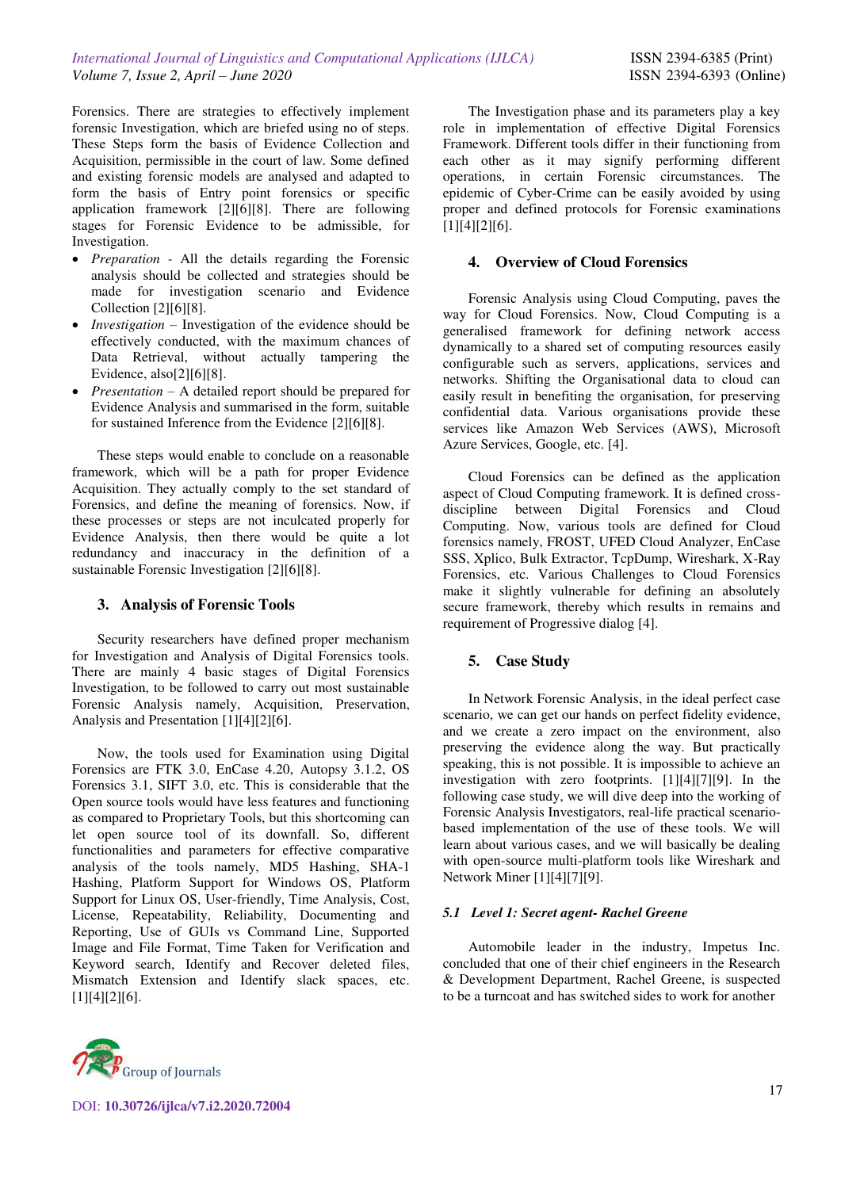Forensics. There are strategies to effectively implement forensic Investigation, which are briefed using no of steps. These Steps form the basis of Evidence Collection and Acquisition, permissible in the court of law. Some defined and existing forensic models are analysed and adapted to form the basis of Entry point forensics or specific application framework [2][6][8]. There are following stages for Forensic Evidence to be admissible, for Investigation.

- *Preparation* - All the details regarding the Forensic analysis should be collected and strategies should be made for investigation scenario and Evidence Collection [2][6][8].
- *Investigation* – Investigation of the evidence should be effectively conducted, with the maximum chances of Data Retrieval, without actually tampering the Evidence, also[2][6][8].
- *Presentation* – A detailed report should be prepared for Evidence Analysis and summarised in the form, suitable for sustained Inference from the Evidence [2][6][8].

These steps would enable to conclude on a reasonable framework, which will be a path for proper Evidence Acquisition. They actually comply to the set standard of Forensics, and define the meaning of forensics. Now, if these processes or steps are not inculcated properly for Evidence Analysis, then there would be quite a lot redundancy and inaccuracy in the definition of a sustainable Forensic Investigation [2][6][8].

## 3. Analysis of Forensic Tools

Security researchers have defined proper mechanism for Investigation and Analysis of Digital Forensics tools. There are mainly 4 basic stages of Digital Forensics Investigation, to be followed to carry out most sustainable Forensic Analysis namely, Acquisition, Preservation, Analysis and Presentation [1][4][2][6].

Now, the tools used for Examination using Digital Forensics are FTK 3.0, EnCase 4.20, Autopsy 3.1.2, OS Forensics 3.1, SIFT 3.0, etc. This is considerable that the Open source tools would have less features and functioning as compared to Proprietary Tools, but this shortcoming can let open source tool of its downfall. So, different functionalities and parameters for effective comparative analysis of the tools namely, MD5 Hashing, SHA-1 Hashing, Platform Support for Windows OS, Platform Support for Linux OS, User-friendly, Time Analysis, Cost, License, Repeatability, Reliability, Documenting and Reporting, Use of GUIs vs Command Line, Supported Image and File Format, Time Taken for Verification and Keyword search, Identify and Recover deleted files, Mismatch Extension and Identify slack spaces, etc. [1][4][2][6].

The Investigation phase and its parameters play a key role in implementation of effective Digital Forensics Framework. Different tools differ in their functioning from each other as it may signify performing different operations, in certain Forensic circumstances. The epidemic of Cyber-Crime can be easily avoided by using proper and defined protocols for Forensic examinations [1][4][2][6].

## 4. Overview of Cloud Forensics

Forensic Analysis using Cloud Computing, paves the way for Cloud Forensics. Now, Cloud Computing is a generalised framework for defining network access dynamically to a shared set of computing resources easily configurable such as servers, applications, services and networks. Shifting the Organisational data to cloud can easily result in benefiting the organisation, for preserving confidential data. Various organisations provide these services like Amazon Web Services (AWS), Microsoft Azure Services, Google, etc. [4].

Cloud Forensics can be defined as the application aspect of Cloud Computing framework. It is defined cross-discipline between Digital Forensics and Cloud Computing. Now, various tools are defined for Cloud forensics namely, FROST, UFED Cloud Analyzer, EnCase SSS, Xplico, Bulk Extractor, TcpDump, Wireshark, X-Ray Forensics, etc. Various Challenges to Cloud Forensics make it slightly vulnerable for defining an absolutely secure framework, thereby which results in remains and requirement of Progressive dialog [4].

## 5. Case Study

In Network Forensic Analysis, in the ideal perfect case scenario, we can get our hands on perfect fidelity evidence, and we create a zero impact on the environment, also preserving the evidence along the way. But practically speaking, this is not possible. It is impossible to achieve an investigation with zero footprints. [1][4][7][9]. In the following case study, we will dive deep into the working of Forensic Analysis Investigators, real-life practical scenario-based implementation of the use of these tools. We will learn about various cases, and we will basically be dealing with open-source multi-platform tools like Wireshark and Network Miner [1][4][7][9].

### *5.1 Level 1: Secret agent- Rachel Greene*

Automobile leader in the industry, Impetus Inc. concluded that one of their chief engineers in the Research & Development Department, Rachel Greene, is suspected to be a turncoat and has switched sides to work for another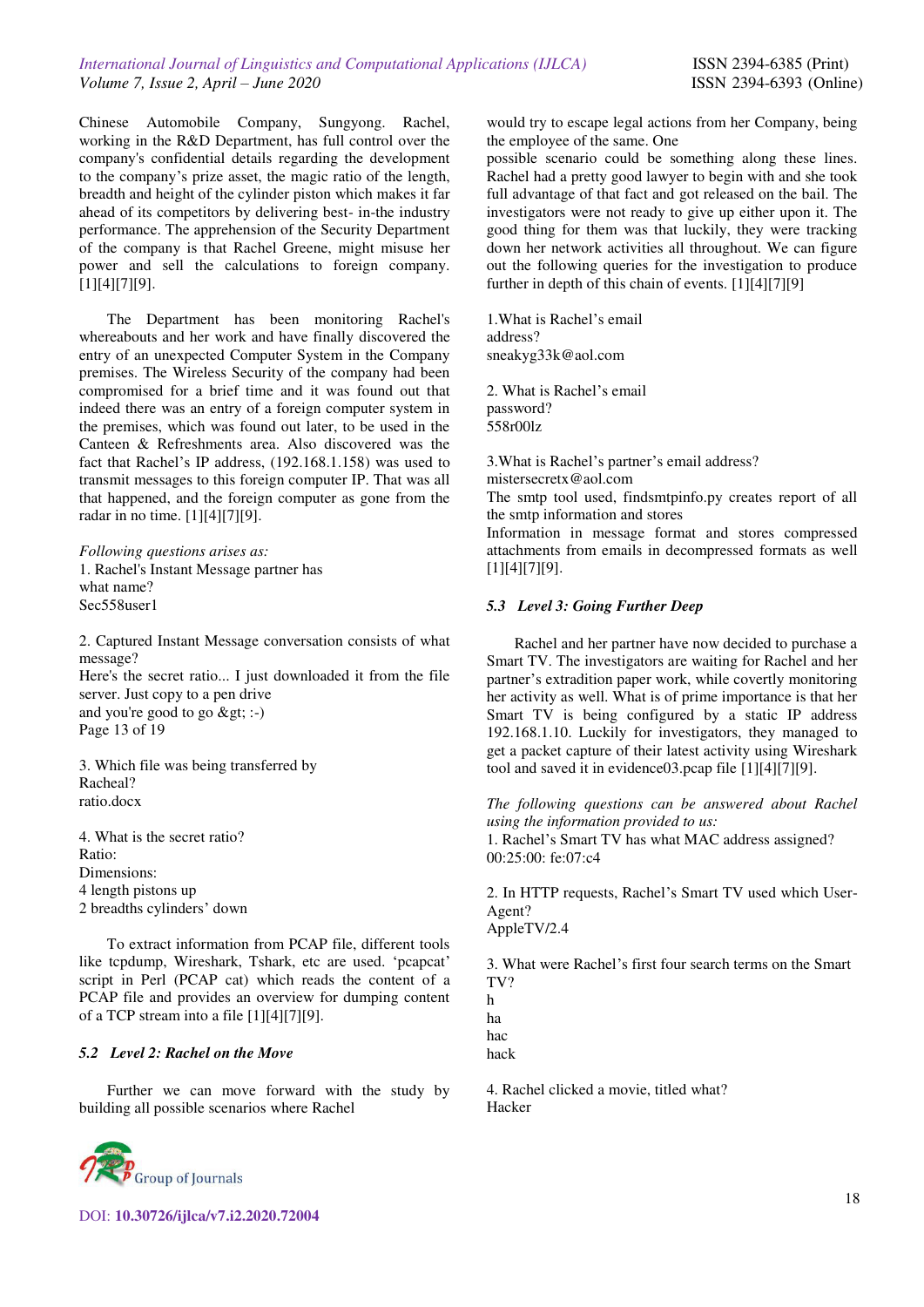Chinese Automobile Company, Sungyong. Rachel, working in the R&D Department, has full control over the company's confidential details regarding the development to the company's prize asset, the magic ratio of the length, breadth and height of the cylinder piston which makes it far ahead of its competitors by delivering best- in-the industry performance. The apprehension of the Security Department of the company is that Rachel Greene, might misuse her power and sell the calculations to foreign company. [1][4][7][9].

The Department has been monitoring Rachel's whereabouts and her work and have finally discovered the entry of an unexpected Computer System in the Company premises. The Wireless Security of the company had been compromised for a brief time and it was found out that indeed there was an entry of a foreign computer system in the premises, which was found out later, to be used in the Canteen & Refreshments area. Also discovered was the fact that Rachel's IP address, (192.168.1.158) was used to transmit messages to this foreign computer IP. That was all that happened, and the foreign computer as gone from the radar in no time. [1][4][7][9].

*Following questions arises as:*

1. Rachel's Instant Message partner has what name?
Sec558user1

2. Captured Instant Message conversation consists of what message?
Here's the secret ratio... I just downloaded it from the file server. Just copy to a pen drive
and you're good to go &gt; :-)
Page 13 of 19

3. Which file was being transferred by Racheal?
ratio.docx

4. What is the secret ratio?
Ratio:
Dimensions:
4 length pistons up
2 breadths cylinders' down

To extract information from PCAP file, different tools like tcpdump, Wireshark, Tshark, etc are used. 'pcapcat' script in Perl (PCAP cat) which reads the content of a PCAP file and provides an overview for dumping content of a TCP stream into a file [1][4][7][9].

### *5.2 Level 2: Rachel on the Move*

Further we can move forward with the study by building all possible scenarios where Rachel would try to escape legal actions from her Company, being the employee of the same. One
possible scenario could be something along these lines. Rachel had a pretty good lawyer to begin with and she took full advantage of that fact and got released on the bail. The investigators were not ready to give up either upon it. The good thing for them was that luckily, they were tracking down her network activities all throughout. We can figure out the following queries for the investigation to produce further in depth of this chain of events. [1][4][7][9]

1. What is Rachel's email address?
sneakyg33k@aol.com

2. What is Rachel's email password?
558r00lz

3. What is Rachel's partner's email address?
mistersecretx@aol.com
The smtp tool used, findsmtpinfo.py creates report of all the smtp information and stores
Information in message format and stores compressed attachments from emails in decompressed formats as well [1][4][7][9].

### *5.3 Level 3: Going Further Deep*

Rachel and her partner have now decided to purchase a Smart TV. The investigators are waiting for Rachel and her partner's extradition paper work, while covertly monitoring her activity as well. What is of prime importance is that her Smart TV is being configured by a static IP address 192.168.1.10. Luckily for investigators, they managed to get a packet capture of their latest activity using Wireshark tool and saved it in evidence03.pcap file [1][4][7][9].

*The following questions can be answered about Rachel using the information provided to us:*

1. Rachel's Smart TV has what MAC address assigned?
00:25:00: fe:07:c4

2. In HTTP requests, Rachel's Smart TV used which User-Agent?
AppleTV/2.4

3. What were Rachel's first four search terms on the Smart TV?
h
ha
hac
hack

4. Rachel clicked a movie, titled what?
Hacker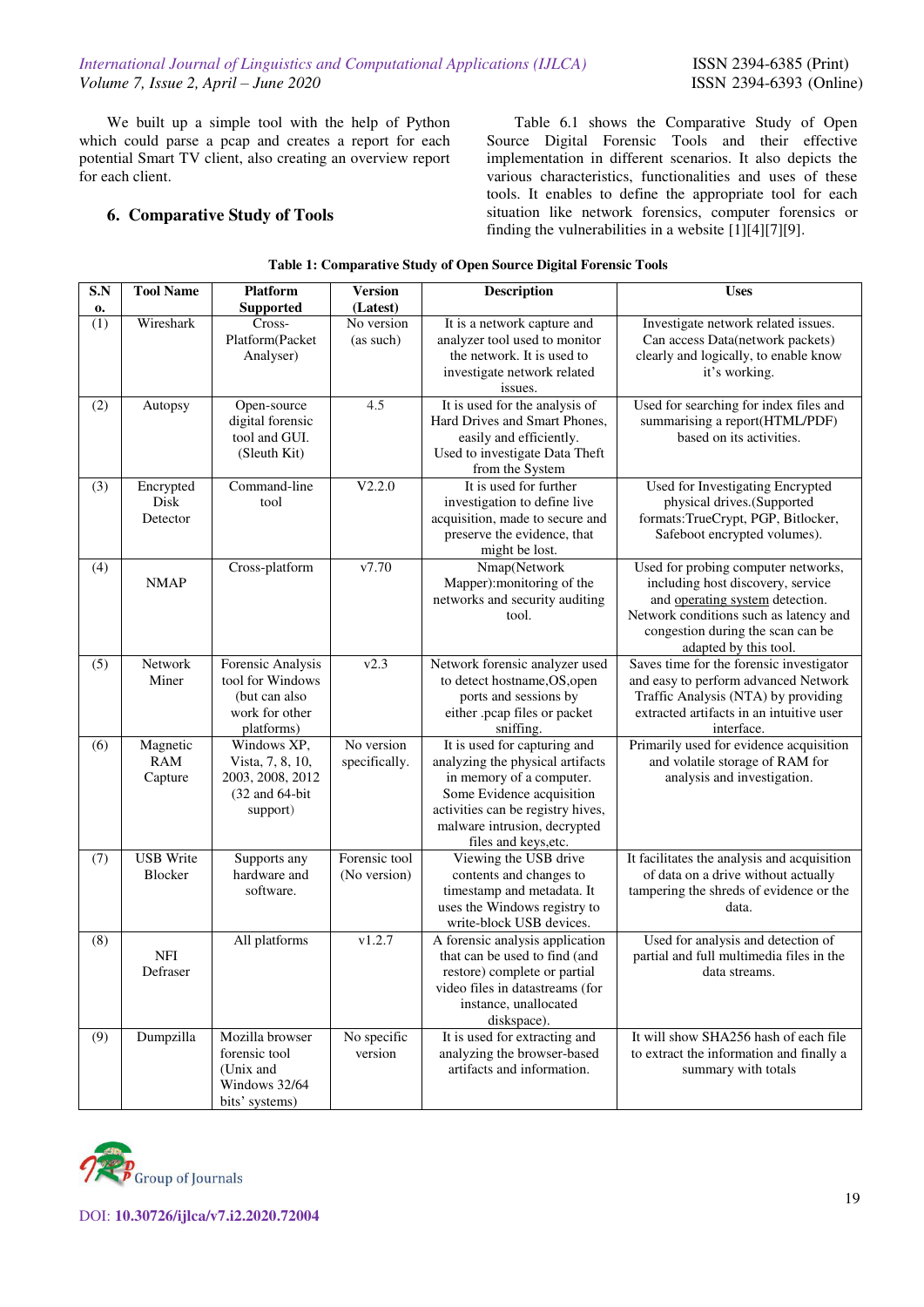We built up a simple tool with the help of Python which could parse a pcap and creates a report for each potential Smart TV client, also creating an overview report for each client.

## 6. Comparative Study of Tools

Table 6.1 shows the Comparative Study of Open Source Digital Forensic Tools and their effective implementation in different scenarios. It also depicts the various characteristics, functionalities and uses of these tools. It enables to define the appropriate tool for each situation like network forensics, computer forensics or finding the vulnerabilities in a website [1][4][7][9].

**Table 1: Comparative Study of Open Source Digital Forensic Tools**

| S.No. | Tool Name | Platform Supported | Version (Latest) | Description | Uses |
|---|---|---|---|---|---|
| (1) | Wireshark | Cross-Platform(Packet Analyser) | No version (as such) | It is a network capture and analyzer tool used to monitor the network. It is used to investigate network related issues. | Investigate network related issues. Can access Data(network packets) clearly and logically, to enable know it's working. |
| (2) | Autopsy | Open-source digital forensic tool and GUI. (Sleuth Kit) | 4.5 | It is used for the analysis of Hard Drives and Smart Phones, easily and efficiently. Used to investigate Data Theft from the System | Used for searching for index files and summarising a report(HTML/PDF) based on its activities. |
| (3) | Encrypted Disk Detector | Command-line tool | V2.2.0 | It is used for further investigation to define live acquisition, made to secure and preserve the evidence, that might be lost. | Used for Investigating Encrypted physical drives.(Supported formats:TrueCrypt, PGP, Bitlocker, Safeboot encrypted volumes). |
| (4) | NMAP | Cross-platform | v7.70 | Nmap(Network Mapper):monitoring of the networks and security auditing tool. | Used for probing computer networks, including host discovery, service and operating system detection. Network conditions such as latency and congestion during the scan can be adapted by this tool. |
| (5) | Network Miner | Forensic Analysis tool for Windows (but can also work for other platforms) | v2.3 | Network forensic analyzer used to detect hostname,OS,open ports and sessions by either .pcap files or packet sniffing. | Saves time for the forensic investigator and easy to perform advanced Network Traffic Analysis (NTA) by providing extracted artifacts in an intuitive user interface. |
| (6) | Magnetic RAM Capture | Windows XP, Vista, 7, 8, 10, 2003, 2008, 2012 (32 and 64-bit support) | No version specifically. | It is used for capturing and analyzing the physical artifacts in memory of a computer. Some Evidence acquisition activities can be registry hives, malware intrusion, decrypted files and keys,etc. | Primarily used for evidence acquisition and volatile storage of RAM for analysis and investigation. |
| (7) | USB Write Blocker | Supports any hardware and software. | Forensic tool (No version) | Viewing the USB drive contents and changes to timestamp and metadata. It uses the Windows registry to write-block USB devices. | It facilitates the analysis and acquisition of data on a drive without actually tampering the shreds of evidence or the data. |
| (8) | NFI Defraser | All platforms | v1.2.7 | A forensic analysis application that can be used to find (and restore) complete or partial video files in datastreams (for instance, unallocated diskspace). | Used for analysis and detection of partial and full multimedia files in the data streams. |
| (9) | Dumpzilla | Mozilla browser forensic tool (Unix and Windows 32/64 bits' systems) | No specific version | It is used for extracting and analyzing the browser-based artifacts and information. | It will show SHA256 hash of each file to extract the information and finally a summary with totals |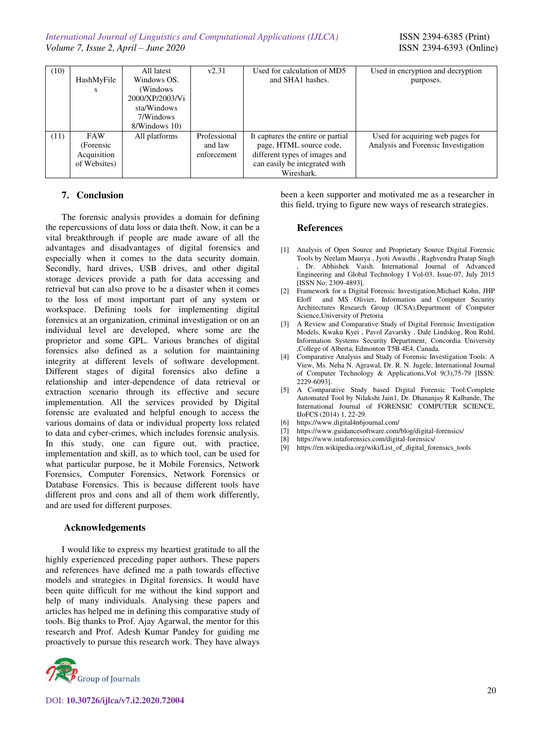| | | | | | |
|---|---|---|---|---|---|
| (10) | HashMyFiles | All latest Windows OS. (Windows 2000/XP/2003/Vista/Windows 7/Windows 8/Windows 10) | v2.31 | Used for calculation of MD5 and SHA1 hashes. | Used in encryption and decryption purposes. |
| (11) | FAW (Forensic Acquisition of Websites) | All platforms | Professional and law enforcement | It captures the entire or partial page, HTML source code, different types of images and can easily be integrated with Wireshark. | Used for acquiring web pages for Analysis and Forensic Investigation |

## 7. Conclusion

The forensic analysis provides a domain for defining the repercussions of data loss or data theft. Now, it can be a vital breakthrough if people are made aware of all the advantages and disadvantages of digital forensics and especially when it comes to the data security domain. Secondly, hard drives, USB drives, and other digital storage devices provide a path for data accessing and retrieval but can also prove to be a disaster when it comes to the loss of most important part of any system or workspace. Defining tools for implementing digital forensics at an organization, criminal investigation or on an individual level are developed, where some are the proprietor and some GPL. Various branches of digital forensics also defined as a solution for maintaining integrity at different levels of software development. Different stages of digital forensics also define a relationship and inter-dependence of data retrieval or extraction scenario through its effective and secure implementation. All the services provided by Digital forensic are evaluated and helpful enough to access the various domains of data or individual property loss related to data and cyber-crimes, which includes forensic analysis. In this study, one can figure out, with practice, implementation and skill, as to which tool, can be used for what particular purpose, be it Mobile Forensics, Network Forensics, Computer Forensics, Network Forensics or Database Forensics. This is because different tools have different pros and cons and all of them work differently, and are used for different purposes.

## Acknowledgements

I would like to express my heartiest gratitude to all the highly experienced preceding paper authors. These papers and references have defined me a path towards effective models and strategies in Digital forensics. It would have been quite difficult for me without the kind support and help of many individuals. Analysing these papers and articles has helped me in defining this comparative study of tools. Big thanks to Prof. Ajay Agarwal, the mentor for this research and Prof. Adesh Kumar Pandey for guiding me proactively to pursue this research work. They have always been a keen supporter and motivated me as a researcher in this field, trying to figure new ways of research strategies.

## References

[1] Analysis of Open Source and Proprietary Source Digital Forensic Tools by Neelam Maurya , Jyoti Awasthi , Raghvendra Pratap Singh , Dr. Abhishek Vaish. International Journal of Advanced Engineering and Global Technology I Vol-03, Issue-07, July 2015 [ISSN No: 2309-4893].

[2] Framework for a Digital Forensic Investigation,Michael Kohn, JHP Eloff and MS Olivier, Information and Computer Security Architectures Research Group (ICSA),Department of Computer Science,University of Pretoria

[3] A Review and Comparative Study of Digital Forensic Investigation Models, Kwaku Kyei , Pavol Zavarsky , Dale Lindskog, Ron Ruhl, Information Systems Security Department, Concordia University ,College of Alberta, Edmonton T5B 4E4, Canada.

[4] Comparative Analysis and Study of Forensic Investigation Tools: A View, Ms. Neha N. Agrawal, Dr. R. N. Jugele, International Journal of Computer Technology & Applications,Vol 9(3),75-79 [ISSN: 2229-6093].

[5] A Comparative Study based Digital Forensic Tool:Complete Automated Tool by Nilakshi Jain1, Dr. Dhananjay R Kalbande, The International Journal of FORENSIC COMPUTER SCIENCE, IJoFCS (2014) 1, 22-29.

[6] https://www.digital4n6journal.com/

[7] https://www.guidancesoftware.com/blog/digital-forensics/

[8] https://www.intaforensics.com/digital-forensics/

[9] https://en.wikipedia.org/wiki/List_of_digital_forensics_tools

DOI: 10.30726/ijlca/v7.i2.2020.72004